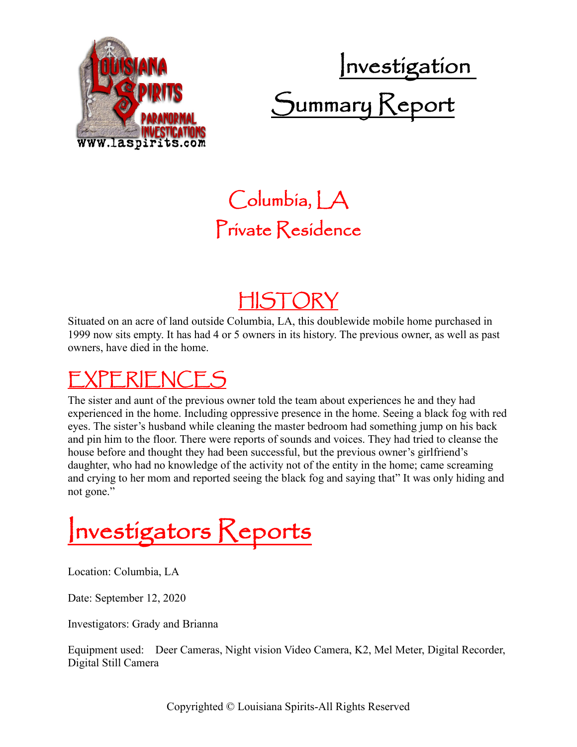# Investigation Summary Report

## Columbia, LA
## Private Residence

## HISTORY

Situated on an acre of land outside Columbia, LA, this doublewide mobile home purchased in 1999 now sits empty. It has had 4 or 5 owners in its history. The previous owner, as well as past owners, have died in the home.

## EXPERIENCES

The sister and aunt of the previous owner told the team about experiences he and they had experienced in the home. Including oppressive presence in the home. Seeing a black fog with red eyes. The sister's husband while cleaning the master bedroom had something jump on his back and pin him to the floor. There were reports of sounds and voices. They had tried to cleanse the house before and thought they had been successful, but the previous owner's girlfriend's daughter, who had no knowledge of the activity not of the entity in the home; came screaming and crying to her mom and reported seeing the black fog and saying that" It was only hiding and not gone."

# Investigators Reports

Location: Columbia, LA

Date: September 12, 2020

Investigators: Grady and Brianna

Equipment used: Deer Cameras, Night vision Video Camera, K2, Mel Meter, Digital Recorder, Digital Still Camera

Copyrighted © Louisiana Spirits-All Rights Reserved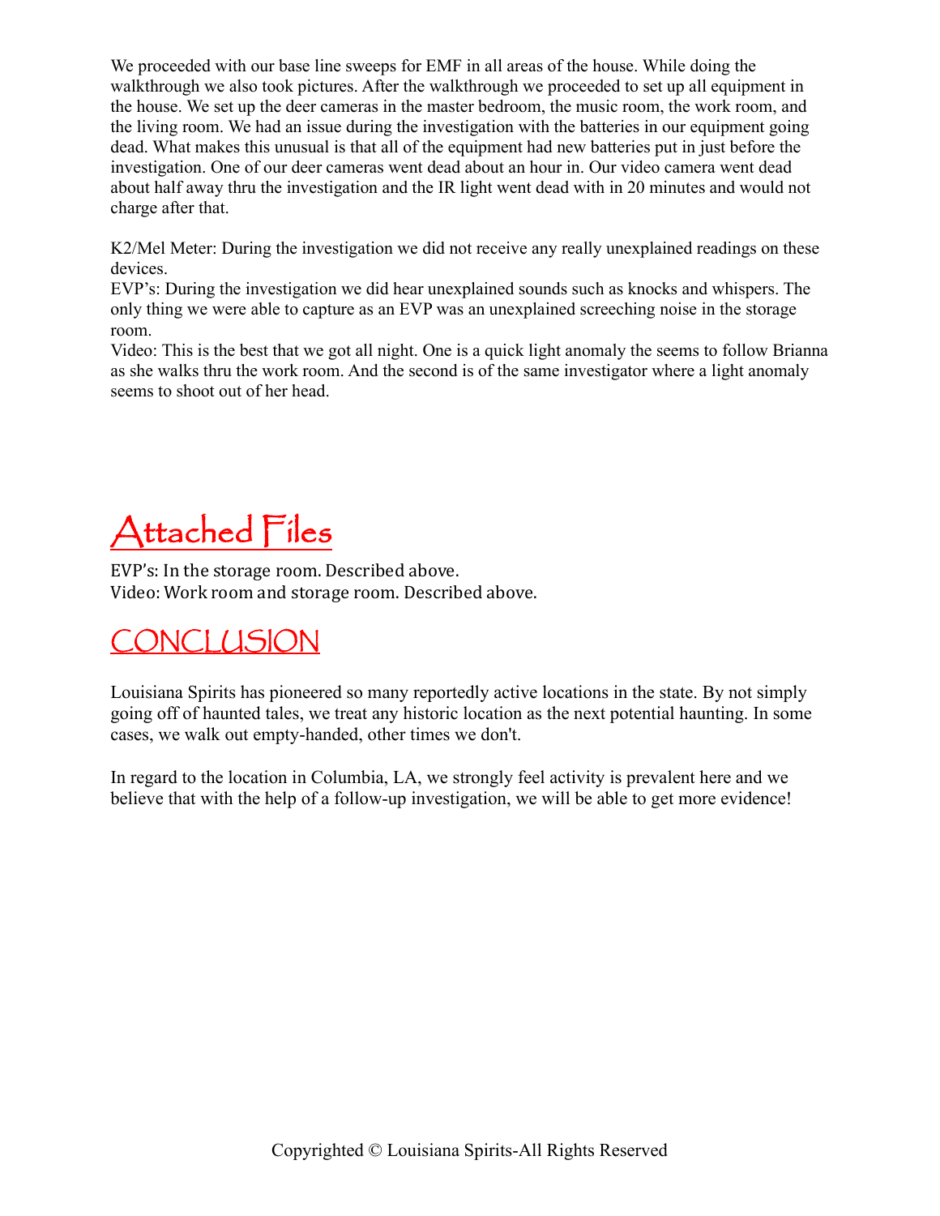We proceeded with our base line sweeps for EMF in all areas of the house. While doing the walkthrough we also took pictures. After the walkthrough we proceeded to set up all equipment in the house. We set up the deer cameras in the master bedroom, the music room, the work room, and the living room. We had an issue during the investigation with the batteries in our equipment going dead. What makes this unusual is that all of the equipment had new batteries put in just before the investigation. One of our deer cameras went dead about an hour in. Our video camera went dead about half away thru the investigation and the IR light went dead with in 20 minutes and would not charge after that.

K2/Mel Meter: During the investigation we did not receive any really unexplained readings on these devices.
EVP's: During the investigation we did hear unexplained sounds such as knocks and whispers. The only thing we were able to capture as an EVP was an unexplained screeching noise in the storage room.
Video: This is the best that we got all night. One is a quick light anomaly the seems to follow Brianna as she walks thru the work room. And the second is of the same investigator where a light anomaly seems to shoot out of her head.

## Attached Files

EVP's: In the storage room. Described above.
Video: Work room and storage room. Described above.

## CONCLUSION

Louisiana Spirits has pioneered so many reportedly active locations in the state. By not simply going off of haunted tales, we treat any historic location as the next potential haunting. In some cases, we walk out empty-handed, other times we don't.

In regard to the location in Columbia, LA, we strongly feel activity is prevalent here and we believe that with the help of a follow-up investigation, we will be able to get more evidence!

Copyrighted © Louisiana Spirits-All Rights Reserved